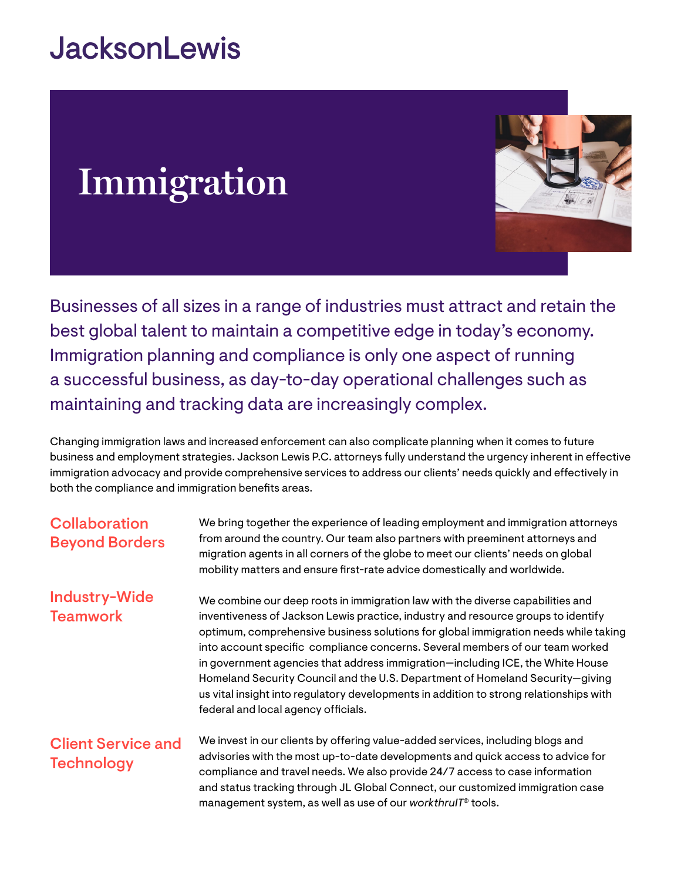JacksonLewis

# Immigration

## Businesses of all sizes in a range of industries must attract and retain the best global talent to maintain a competitive edge in today's economy. Immigration planning and compliance is only one aspect of running a successful business, as day-to-day operational challenges such as maintaining and tracking data are increasingly complex.

Changing immigration laws and increased enforcement can also complicate planning when it comes to future business and employment strategies. Jackson Lewis P.C. attorneys fully understand the urgency inherent in effective immigration advocacy and provide comprehensive services to address our clients' needs quickly and effectively in both the compliance and immigration benefits areas.

### Collaboration Beyond Borders

We bring together the experience of leading employment and immigration attorneys from around the country. Our team also partners with preeminent attorneys and migration agents in all corners of the globe to meet our clients' needs on global mobility matters and ensure first-rate advice domestically and worldwide.

### Industry-Wide Teamwork

We combine our deep roots in immigration law with the diverse capabilities and inventiveness of Jackson Lewis practice, industry and resource groups to identify optimum, comprehensive business solutions for global immigration needs while taking into account specific compliance concerns. Several members of our team worked in government agencies that address immigration—including ICE, the White House Homeland Security Council and the U.S. Department of Homeland Security—giving us vital insight into regulatory developments in addition to strong relationships with federal and local agency officials.

### Client Service and Technology

We invest in our clients by offering value-added services, including blogs and advisories with the most up-to-date developments and quick access to advice for compliance and travel needs. We also provide 24/7 access to case information and status tracking through JL Global Connect, our customized immigration case management system, as well as use of our *workthruIT*® tools.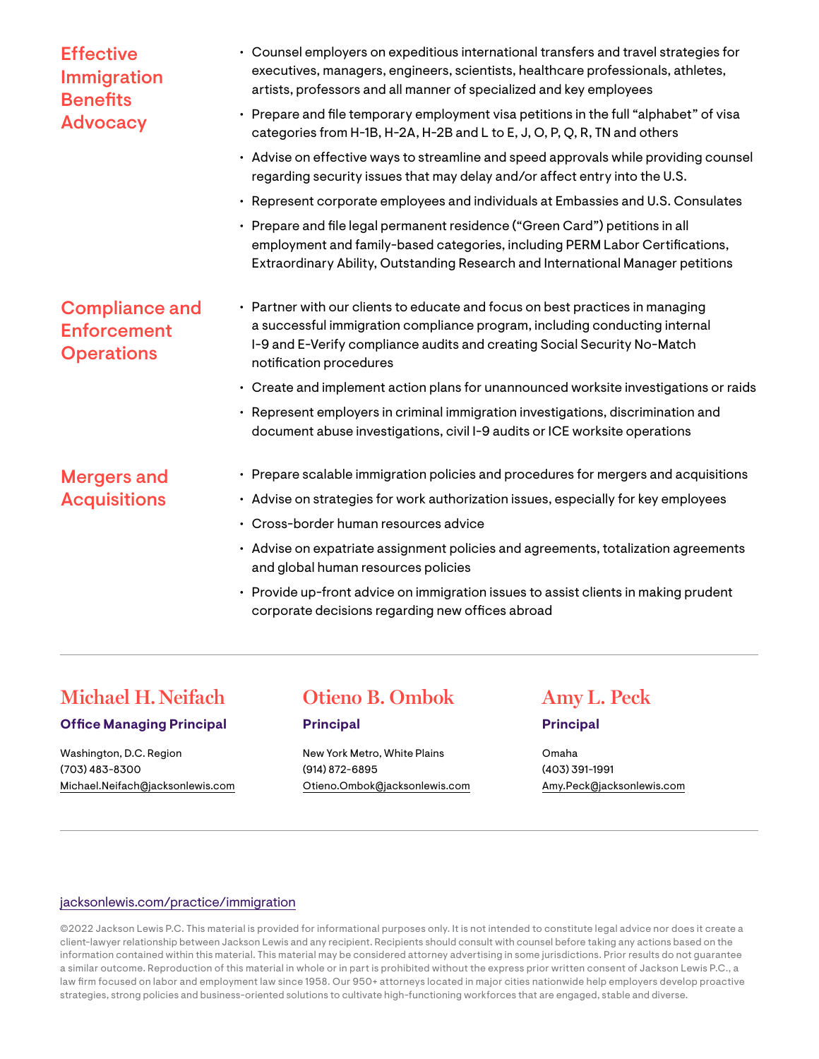## Effective Immigration Benefits Advocacy

- Counsel employers on expeditious international transfers and travel strategies for executives, managers, engineers, scientists, healthcare professionals, athletes, artists, professors and all manner of specialized and key employees
- Prepare and file temporary employment visa petitions in the full “alphabet” of visa categories from H-1B, H-2A, H-2B and L to E, J, O, P, Q, R, TN and others
- Advise on effective ways to streamline and speed approvals while providing counsel regarding security issues that may delay and/or affect entry into the U.S.
- Represent corporate employees and individuals at Embassies and U.S. Consulates
- Prepare and file legal permanent residence (“Green Card”) petitions in all employment and family-based categories, including PERM Labor Certifications, Extraordinary Ability, Outstanding Research and International Manager petitions

## Compliance and Enforcement Operations

- Partner with our clients to educate and focus on best practices in managing a successful immigration compliance program, including conducting internal I-9 and E-Verify compliance audits and creating Social Security No-Match notification procedures
- Create and implement action plans for unannounced worksite investigations or raids
- Represent employers in criminal immigration investigations, discrimination and document abuse investigations, civil I-9 audits or ICE worksite operations

## Mergers and Acquisitions

- Prepare scalable immigration policies and procedures for mergers and acquisitions
- Advise on strategies for work authorization issues, especially for key employees
- Cross-border human resources advice
- Advise on expatriate assignment policies and agreements, totalization agreements and global human resources policies
- Provide up-front advice on immigration issues to assist clients in making prudent corporate decisions regarding new offices abroad

---

### Michael H. Neifach

**Office Managing Principal**

Washington, D.C. Region
(703) 483-8300
Michael.Neifach@jacksonlewis.com

### Otieno B. Ombok

**Principal**

New York Metro, White Plains
(914) 872-6895
Otieno.Ombok@jacksonlewis.com

### Amy L. Peck

**Principal**

Omaha
(403) 391-1991
Amy.Peck@jacksonlewis.com

---

jacksonlewis.com/practice/immigration

©2022 Jackson Lewis P.C. This material is provided for informational purposes only. It is not intended to constitute legal advice nor does it create a client-lawyer relationship between Jackson Lewis and any recipient. Recipients should consult with counsel before taking any actions based on the information contained within this material. This material may be considered attorney advertising in some jurisdictions. Prior results do not guarantee a similar outcome. Reproduction of this material in whole or in part is prohibited without the express prior written consent of Jackson Lewis P.C., a law firm focused on labor and employment law since 1958. Our 950+ attorneys located in major cities nationwide help employers develop proactive strategies, strong policies and business-oriented solutions to cultivate high-functioning workforces that are engaged, stable and diverse.